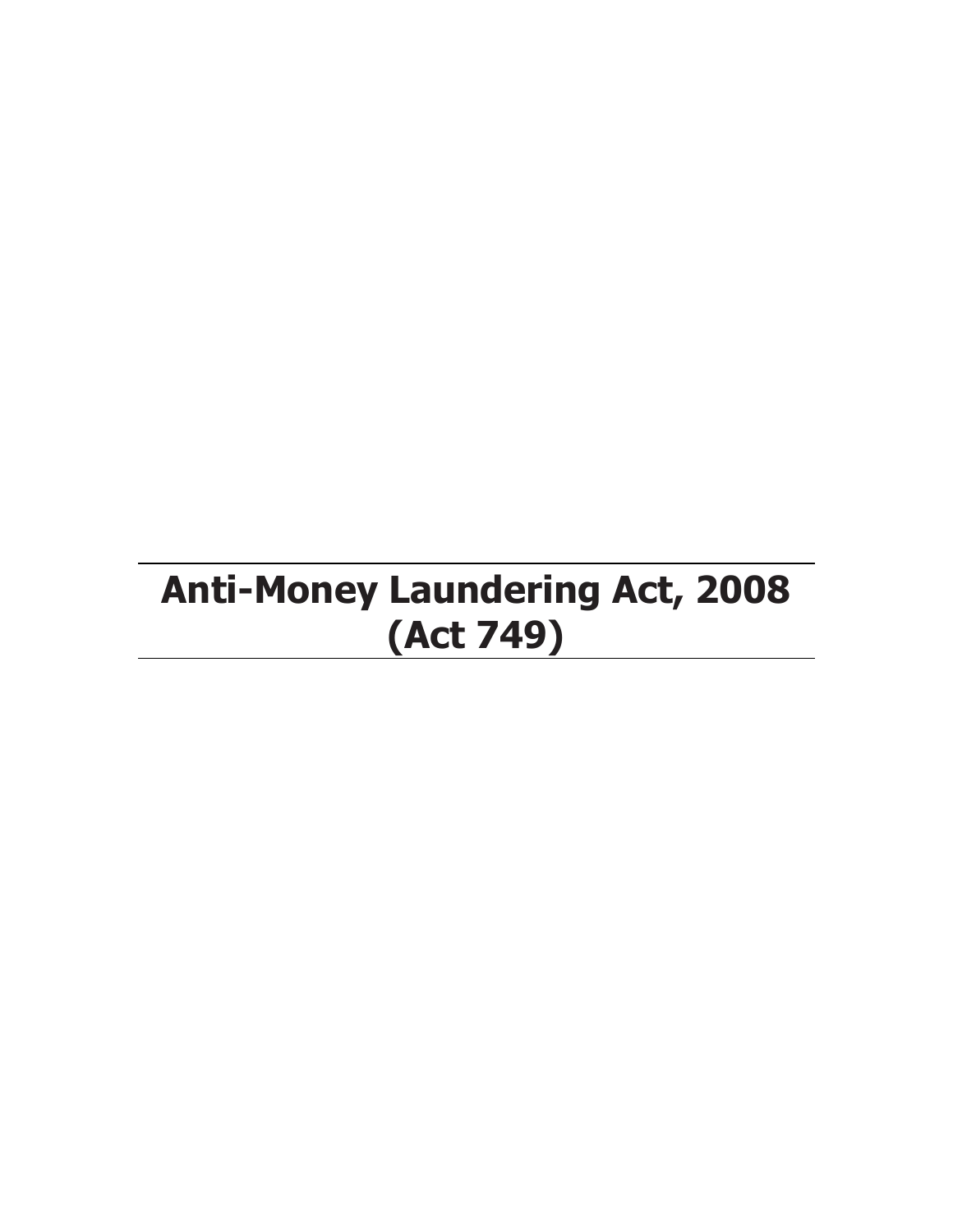# Anti-Money Laundering Act, 2008 (Act 749)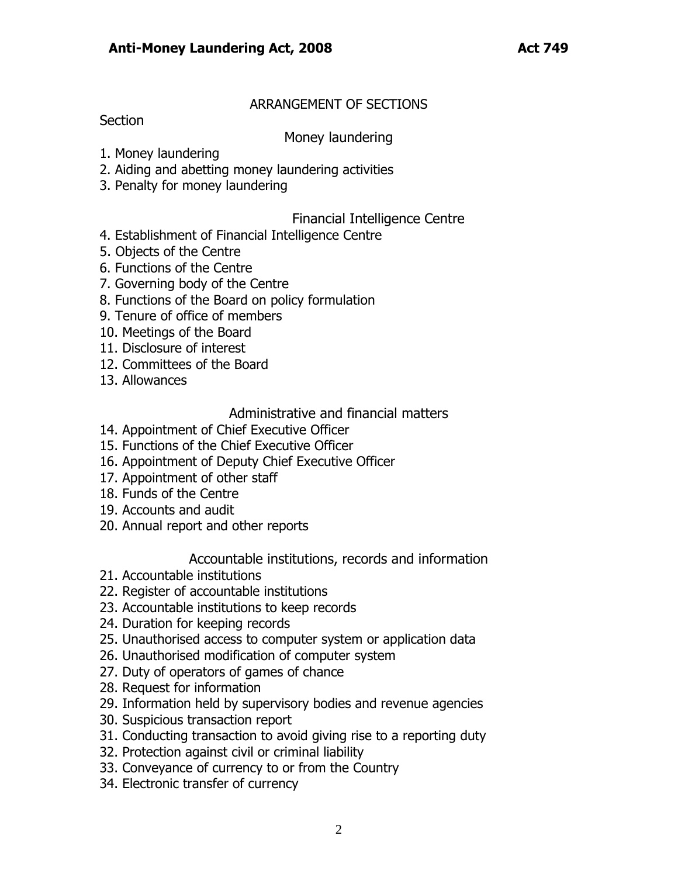## ARRANGEMENT OF SECTIONS

Section

### Money laundering

1. Money laundering
2. Aiding and abetting money laundering activities
3. Penalty for money laundering

### Financial Intelligence Centre

4. Establishment of Financial Intelligence Centre
5. Objects of the Centre
6. Functions of the Centre
7. Governing body of the Centre
8. Functions of the Board on policy formulation
9. Tenure of office of members
10. Meetings of the Board
11. Disclosure of interest
12. Committees of the Board
13. Allowances

### Administrative and financial matters

14. Appointment of Chief Executive Officer
15. Functions of the Chief Executive Officer
16. Appointment of Deputy Chief Executive Officer
17. Appointment of other staff
18. Funds of the Centre
19. Accounts and audit
20. Annual report and other reports

### Accountable institutions, records and information

21. Accountable institutions
22. Register of accountable institutions
23. Accountable institutions to keep records
24. Duration for keeping records
25. Unauthorised access to computer system or application data
26. Unauthorised modification of computer system
27. Duty of operators of games of chance
28. Request for information
29. Information held by supervisory bodies and revenue agencies
30. Suspicious transaction report
31. Conducting transaction to avoid giving rise to a reporting duty
32. Protection against civil or criminal liability
33. Conveyance of currency to or from the Country
34. Electronic transfer of currency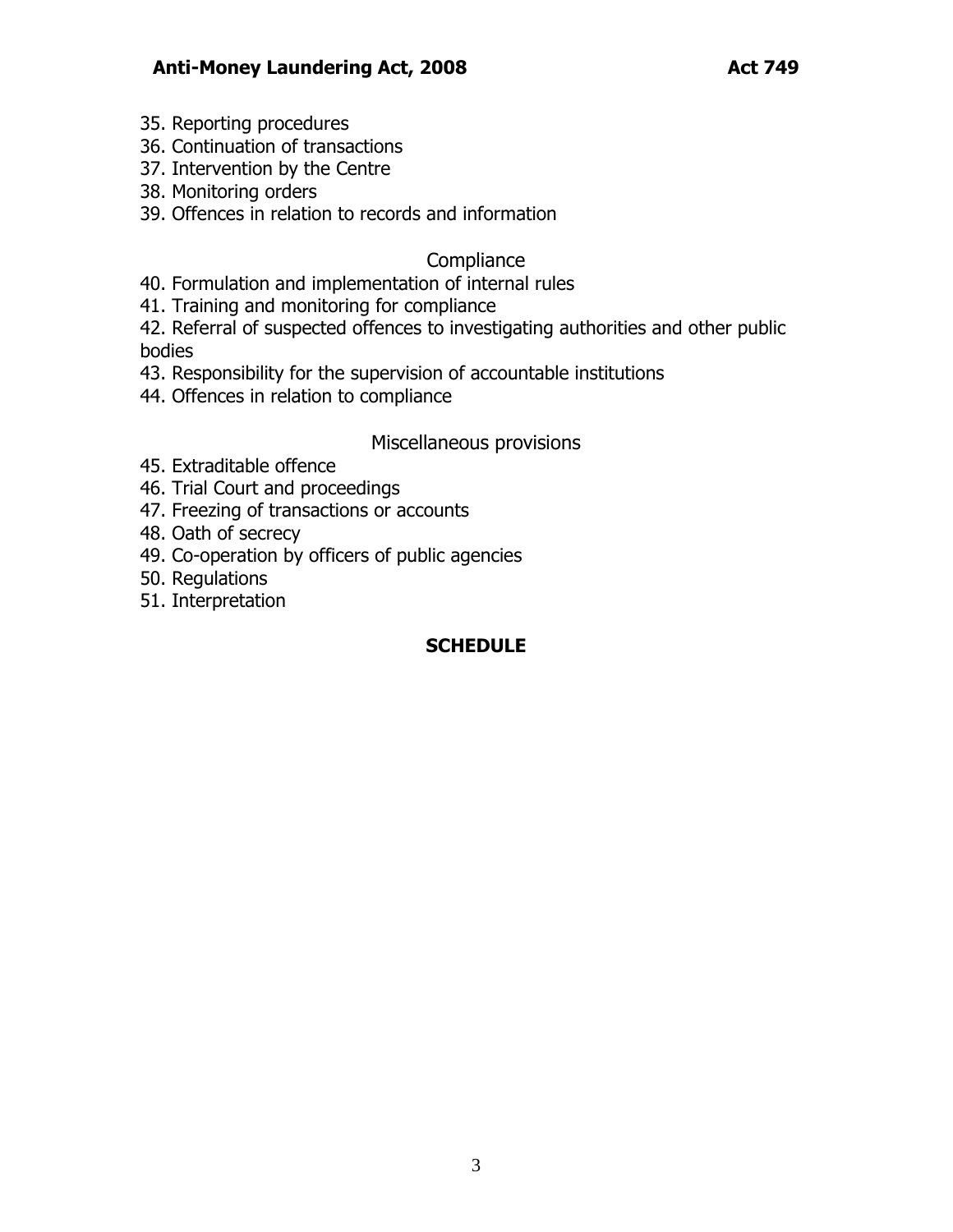35. Reporting procedures
36. Continuation of transactions
37. Intervention by the Centre
38. Monitoring orders
39. Offences in relation to records and information

Compliance

40. Formulation and implementation of internal rules
41. Training and monitoring for compliance
42. Referral of suspected offences to investigating authorities and other public bodies
43. Responsibility for the supervision of accountable institutions
44. Offences in relation to compliance

Miscellaneous provisions

45. Extraditable offence
46. Trial Court and proceedings
47. Freezing of transactions or accounts
48. Oath of secrecy
49. Co-operation by officers of public agencies
50. Regulations
51. Interpretation

**SCHEDULE**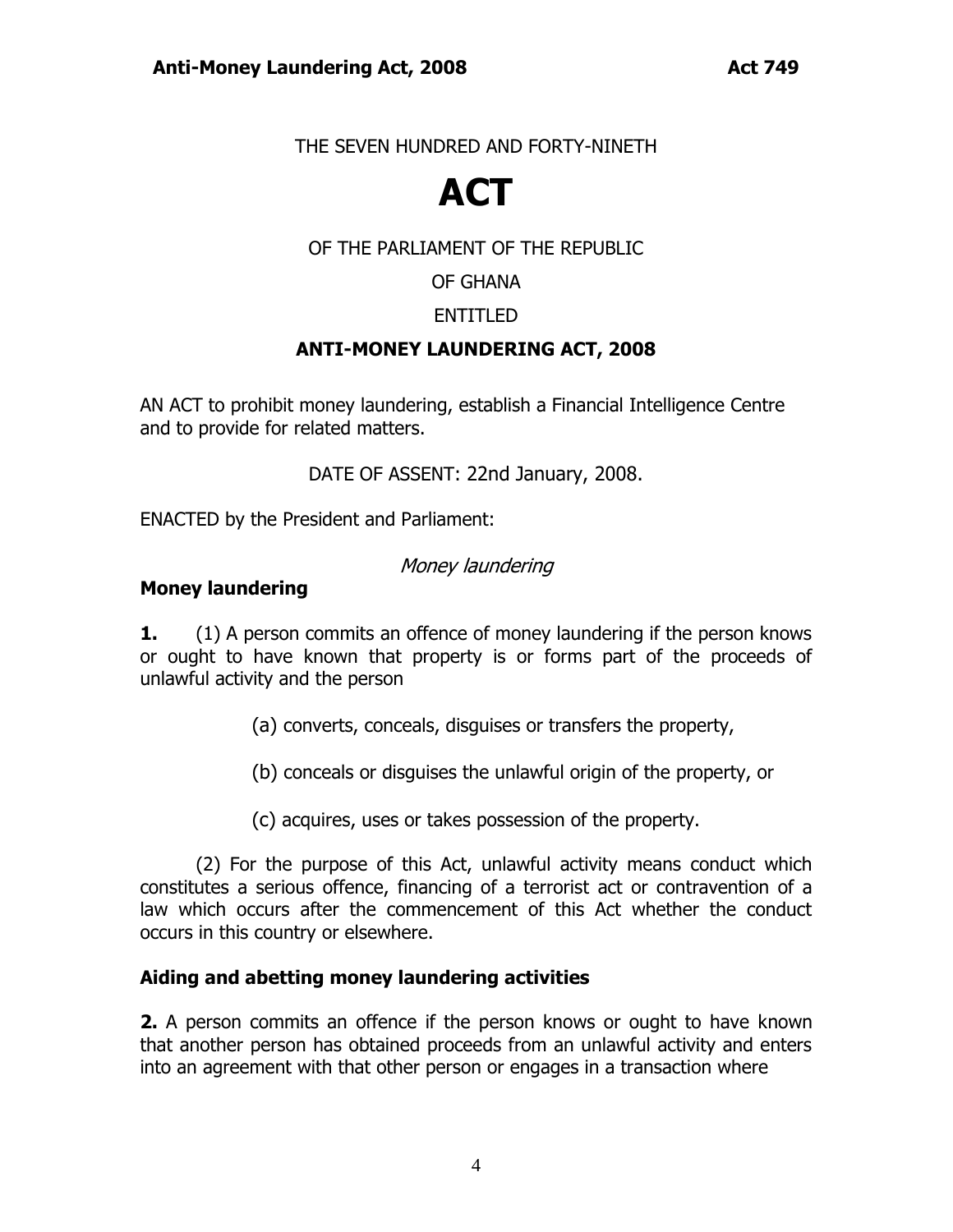THE SEVEN HUNDRED AND FORTY-NINETH

# ACT

OF THE PARLIAMENT OF THE REPUBLIC

OF GHANA

ENTITLED

**ANTI-MONEY LAUNDERING ACT, 2008**

AN ACT to prohibit money laundering, establish a Financial Intelligence Centre and to provide for related matters.

DATE OF ASSENT: 22nd January, 2008.

ENACTED by the President and Parliament:

*Money laundering*

### Money laundering

**1.** (1) A person commits an offence of money laundering if the person knows or ought to have known that property is or forms part of the proceeds of unlawful activity and the person

(a) converts, conceals, disguises or transfers the property,

(b) conceals or disguises the unlawful origin of the property, or

(c) acquires, uses or takes possession of the property.

(2) For the purpose of this Act, unlawful activity means conduct which constitutes a serious offence, financing of a terrorist act or contravention of a law which occurs after the commencement of this Act whether the conduct occurs in this country or elsewhere.

### Aiding and abetting money laundering activities

**2.** A person commits an offence if the person knows or ought to have known that another person has obtained proceeds from an unlawful activity and enters into an agreement with that other person or engages in a transaction where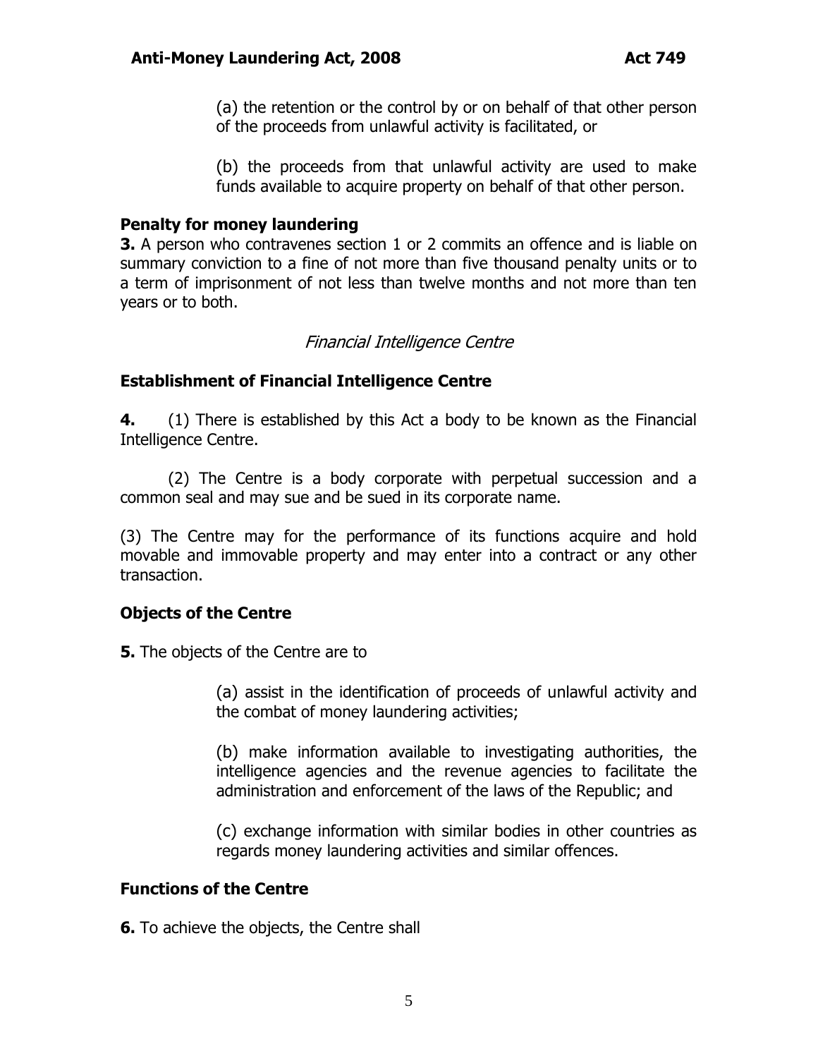(a) the retention or the control by or on behalf of that other person of the proceeds from unlawful activity is facilitated, or

(b) the proceeds from that unlawful activity are used to make funds available to acquire property on behalf of that other person.

**Penalty for money laundering**

**3.** A person who contravenes section 1 or 2 commits an offence and is liable on summary conviction to a fine of not more than five thousand penalty units or to a term of imprisonment of not less than twelve months and not more than ten years or to both.

*Financial Intelligence Centre*

**Establishment of Financial Intelligence Centre**

**4.** (1) There is established by this Act a body to be known as the Financial Intelligence Centre.

(2) The Centre is a body corporate with perpetual succession and a common seal and may sue and be sued in its corporate name.

(3) The Centre may for the performance of its functions acquire and hold movable and immovable property and may enter into a contract or any other transaction.

**Objects of the Centre**

**5.** The objects of the Centre are to

(a) assist in the identification of proceeds of unlawful activity and the combat of money laundering activities;

(b) make information available to investigating authorities, the intelligence agencies and the revenue agencies to facilitate the administration and enforcement of the laws of the Republic; and

(c) exchange information with similar bodies in other countries as regards money laundering activities and similar offences.

**Functions of the Centre**

**6.** To achieve the objects, the Centre shall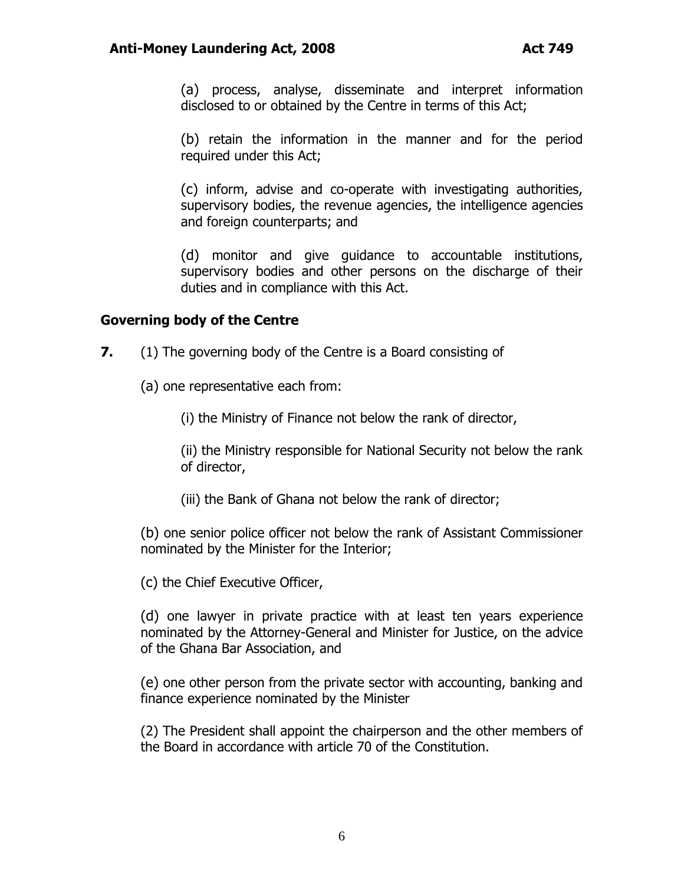(a) process, analyse, disseminate and interpret information disclosed to or obtained by the Centre in terms of this Act;

(b) retain the information in the manner and for the period required under this Act;

(c) inform, advise and co-operate with investigating authorities, supervisory bodies, the revenue agencies, the intelligence agencies and foreign counterparts; and

(d) monitor and give guidance to accountable institutions, supervisory bodies and other persons on the discharge of their duties and in compliance with this Act.

### Governing body of the Centre

**7.** (1) The governing body of the Centre is a Board consisting of

(a) one representative each from:

(i) the Ministry of Finance not below the rank of director,

(ii) the Ministry responsible for National Security not below the rank of director,

(iii) the Bank of Ghana not below the rank of director;

(b) one senior police officer not below the rank of Assistant Commissioner nominated by the Minister for the Interior;

(c) the Chief Executive Officer,

(d) one lawyer in private practice with at least ten years experience nominated by the Attorney-General and Minister for Justice, on the advice of the Ghana Bar Association, and

(e) one other person from the private sector with accounting, banking and finance experience nominated by the Minister

(2) The President shall appoint the chairperson and the other members of the Board in accordance with article 70 of the Constitution.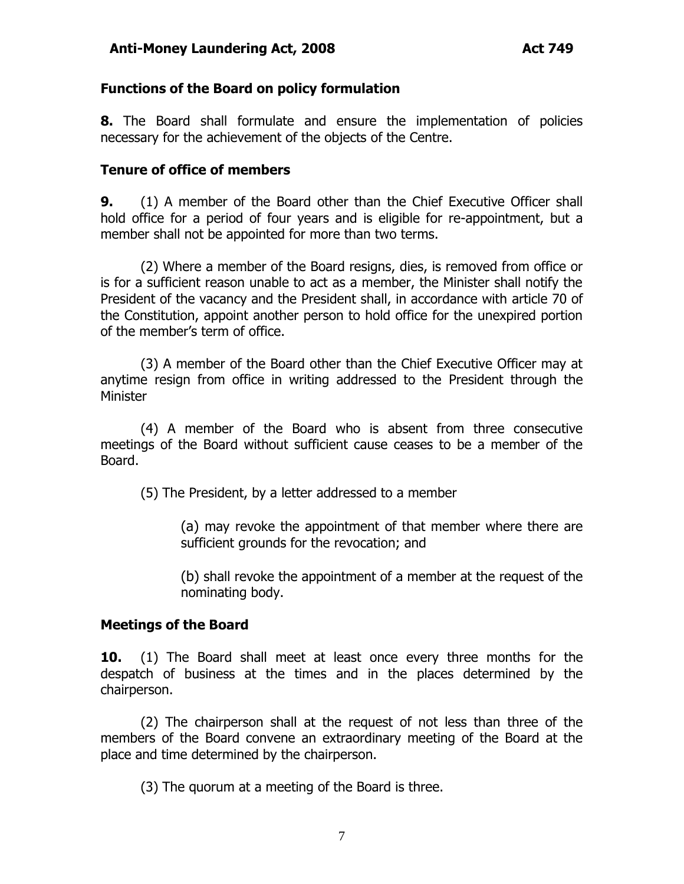### Functions of the Board on policy formulation

**8.** The Board shall formulate and ensure the implementation of policies necessary for the achievement of the objects of the Centre.

### Tenure of office of members

**9.** (1) A member of the Board other than the Chief Executive Officer shall hold office for a period of four years and is eligible for re-appointment, but a member shall not be appointed for more than two terms.

(2) Where a member of the Board resigns, dies, is removed from office or is for a sufficient reason unable to act as a member, the Minister shall notify the President of the vacancy and the President shall, in accordance with article 70 of the Constitution, appoint another person to hold office for the unexpired portion of the member's term of office.

(3) A member of the Board other than the Chief Executive Officer may at anytime resign from office in writing addressed to the President through the Minister

(4) A member of the Board who is absent from three consecutive meetings of the Board without sufficient cause ceases to be a member of the Board.

(5) The President, by a letter addressed to a member

(a) may revoke the appointment of that member where there are sufficient grounds for the revocation; and

(b) shall revoke the appointment of a member at the request of the nominating body.

### Meetings of the Board

**10.** (1) The Board shall meet at least once every three months for the despatch of business at the times and in the places determined by the chairperson.

(2) The chairperson shall at the request of not less than three of the members of the Board convene an extraordinary meeting of the Board at the place and time determined by the chairperson.

(3) The quorum at a meeting of the Board is three.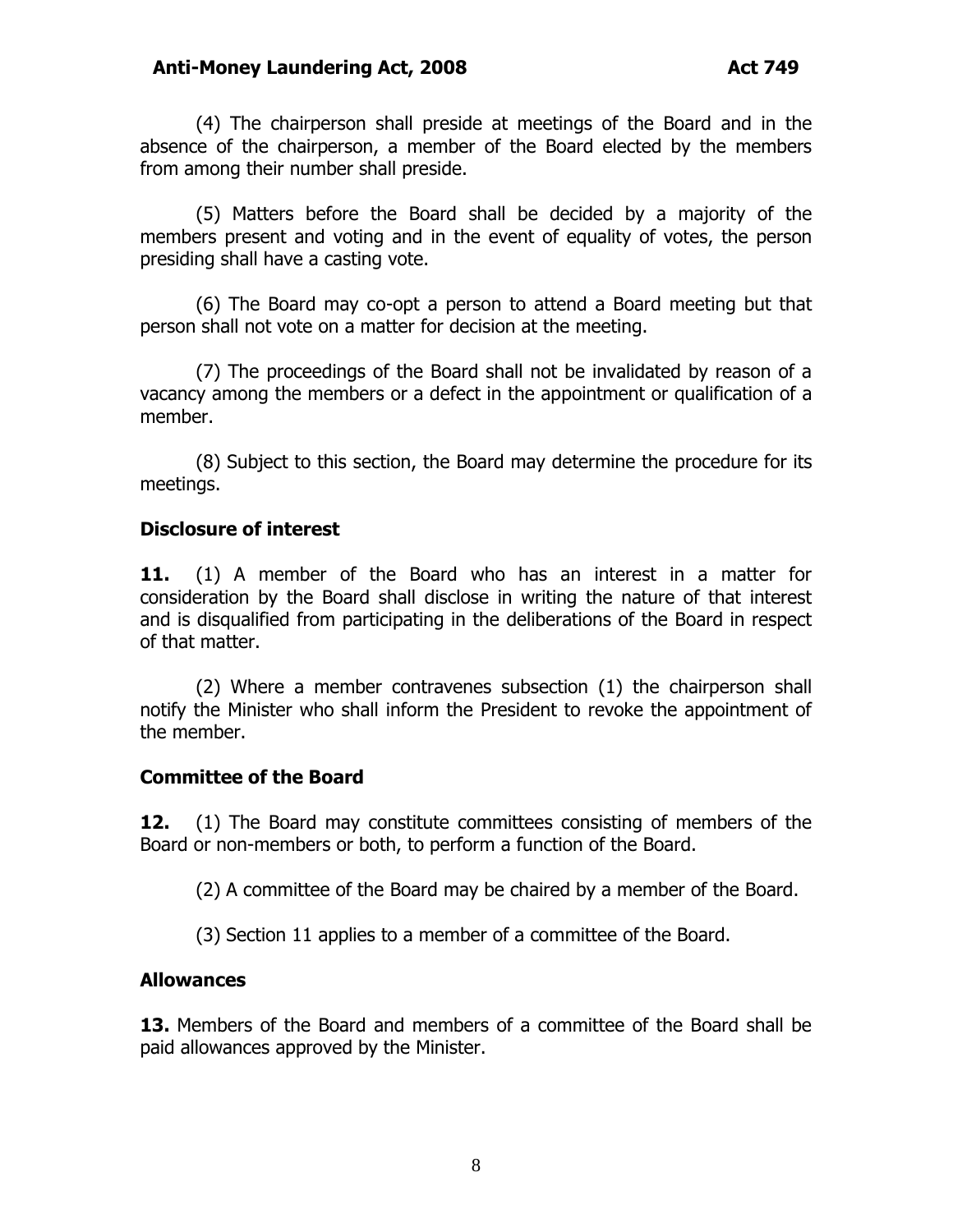(4) The chairperson shall preside at meetings of the Board and in the absence of the chairperson, a member of the Board elected by the members from among their number shall preside.

(5) Matters before the Board shall be decided by a majority of the members present and voting and in the event of equality of votes, the person presiding shall have a casting vote.

(6) The Board may co-opt a person to attend a Board meeting but that person shall not vote on a matter for decision at the meeting.

(7) The proceedings of the Board shall not be invalidated by reason of a vacancy among the members or a defect in the appointment or qualification of a member.

(8) Subject to this section, the Board may determine the procedure for its meetings.

### Disclosure of interest

**11.** (1) A member of the Board who has an interest in a matter for consideration by the Board shall disclose in writing the nature of that interest and is disqualified from participating in the deliberations of the Board in respect of that matter.

(2) Where a member contravenes subsection (1) the chairperson shall notify the Minister who shall inform the President to revoke the appointment of the member.

### Committee of the Board

**12.** (1) The Board may constitute committees consisting of members of the Board or non-members or both, to perform a function of the Board.

(2) A committee of the Board may be chaired by a member of the Board.

(3) Section 11 applies to a member of a committee of the Board.

### Allowances

**13.** Members of the Board and members of a committee of the Board shall be paid allowances approved by the Minister.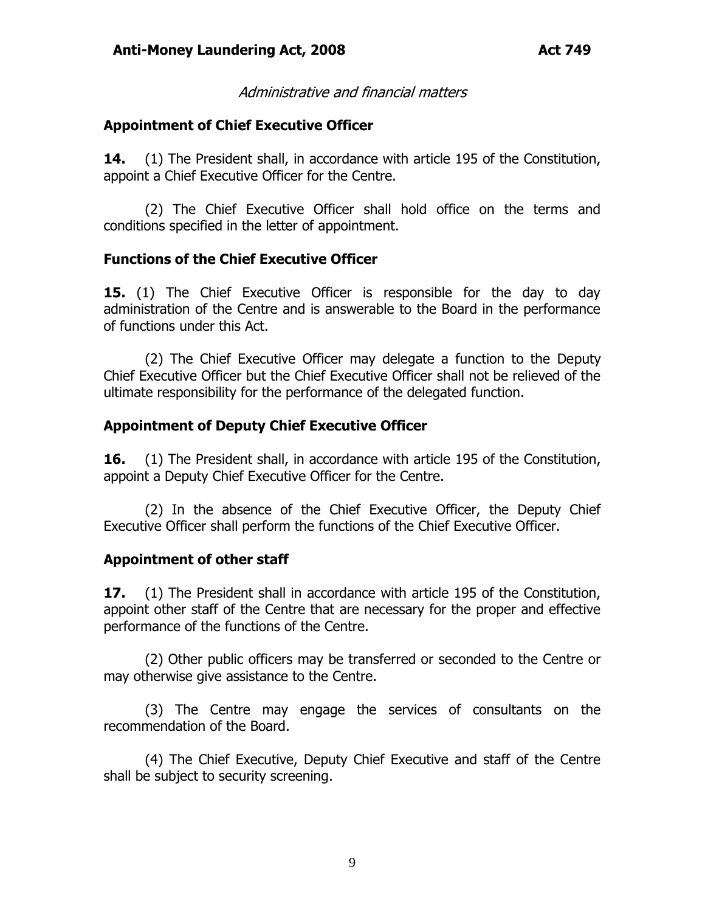*Administrative and financial matters*

**Appointment of Chief Executive Officer**

**14.** (1) The President shall, in accordance with article 195 of the Constitution, appoint a Chief Executive Officer for the Centre.

(2) The Chief Executive Officer shall hold office on the terms and conditions specified in the letter of appointment.

**Functions of the Chief Executive Officer**

**15.** (1) The Chief Executive Officer is responsible for the day to day administration of the Centre and is answerable to the Board in the performance of functions under this Act.

(2) The Chief Executive Officer may delegate a function to the Deputy Chief Executive Officer but the Chief Executive Officer shall not be relieved of the ultimate responsibility for the performance of the delegated function.

**Appointment of Deputy Chief Executive Officer**

**16.** (1) The President shall, in accordance with article 195 of the Constitution, appoint a Deputy Chief Executive Officer for the Centre.

(2) In the absence of the Chief Executive Officer, the Deputy Chief Executive Officer shall perform the functions of the Chief Executive Officer.

**Appointment of other staff**

**17.** (1) The President shall in accordance with article 195 of the Constitution, appoint other staff of the Centre that are necessary for the proper and effective performance of the functions of the Centre.

(2) Other public officers may be transferred or seconded to the Centre or may otherwise give assistance to the Centre.

(3) The Centre may engage the services of consultants on the recommendation of the Board.

(4) The Chief Executive, Deputy Chief Executive and staff of the Centre shall be subject to security screening.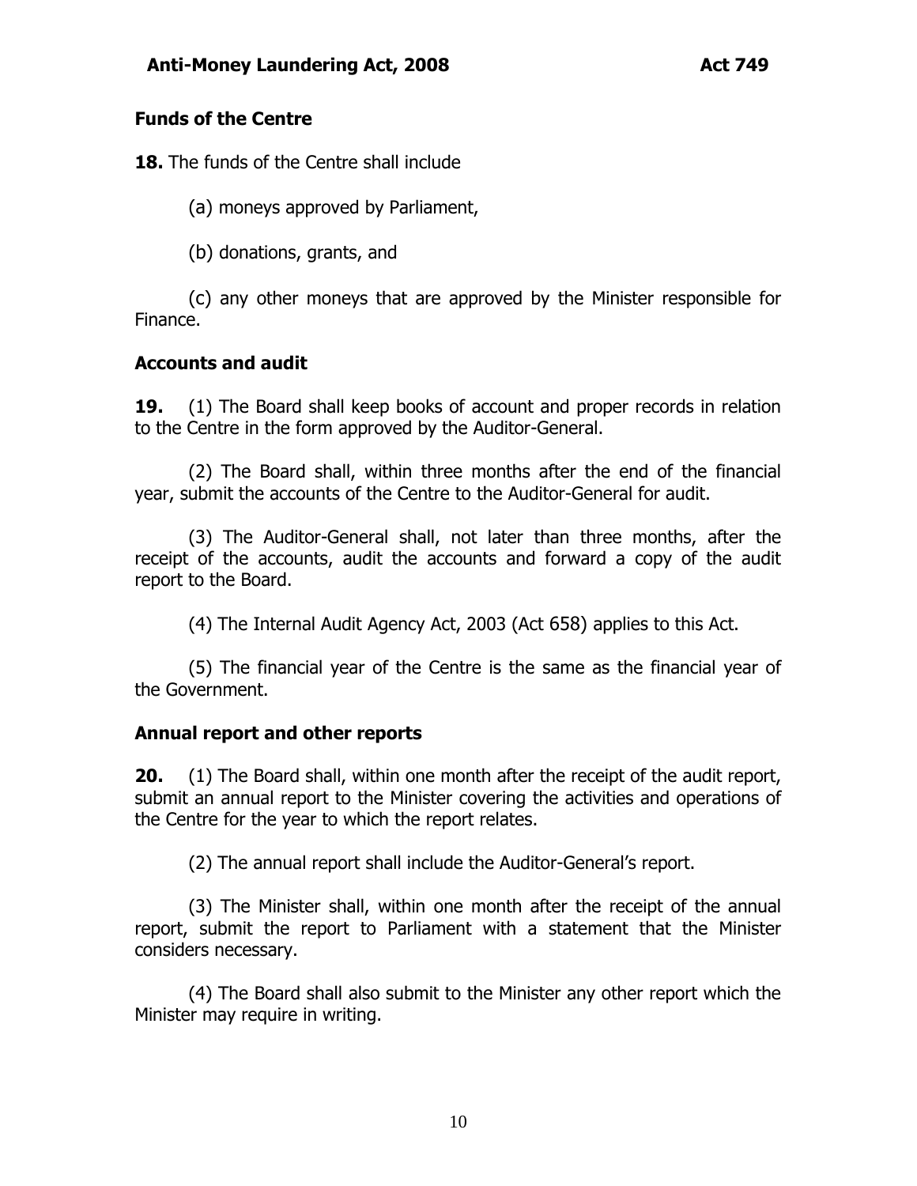### Funds of the Centre

**18.** The funds of the Centre shall include

(a) moneys approved by Parliament,

(b) donations, grants, and

(c) any other moneys that are approved by the Minister responsible for Finance.

### Accounts and audit

**19.** (1) The Board shall keep books of account and proper records in relation to the Centre in the form approved by the Auditor-General.

(2) The Board shall, within three months after the end of the financial year, submit the accounts of the Centre to the Auditor-General for audit.

(3) The Auditor-General shall, not later than three months, after the receipt of the accounts, audit the accounts and forward a copy of the audit report to the Board.

(4) The Internal Audit Agency Act, 2003 (Act 658) applies to this Act.

(5) The financial year of the Centre is the same as the financial year of the Government.

### Annual report and other reports

**20.** (1) The Board shall, within one month after the receipt of the audit report, submit an annual report to the Minister covering the activities and operations of the Centre for the year to which the report relates.

(2) The annual report shall include the Auditor-General's report.

(3) The Minister shall, within one month after the receipt of the annual report, submit the report to Parliament with a statement that the Minister considers necessary.

(4) The Board shall also submit to the Minister any other report which the Minister may require in writing.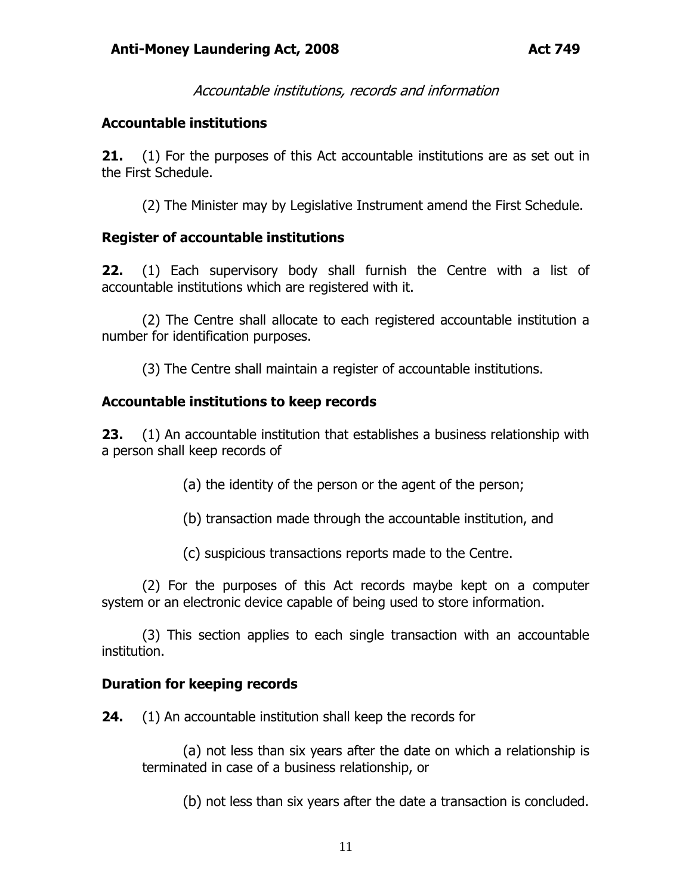*Accountable institutions, records and information*

**Accountable institutions**

**21.** (1) For the purposes of this Act accountable institutions are as set out in the First Schedule.

(2) The Minister may by Legislative Instrument amend the First Schedule.

**Register of accountable institutions**

**22.** (1) Each supervisory body shall furnish the Centre with a list of accountable institutions which are registered with it.

(2) The Centre shall allocate to each registered accountable institution a number for identification purposes.

(3) The Centre shall maintain a register of accountable institutions.

**Accountable institutions to keep records**

**23.** (1) An accountable institution that establishes a business relationship with a person shall keep records of

(a) the identity of the person or the agent of the person;

(b) transaction made through the accountable institution, and

(c) suspicious transactions reports made to the Centre.

(2) For the purposes of this Act records maybe kept on a computer system or an electronic device capable of being used to store information.

(3) This section applies to each single transaction with an accountable institution.

**Duration for keeping records**

**24.** (1) An accountable institution shall keep the records for

(a) not less than six years after the date on which a relationship is terminated in case of a business relationship, or

(b) not less than six years after the date a transaction is concluded.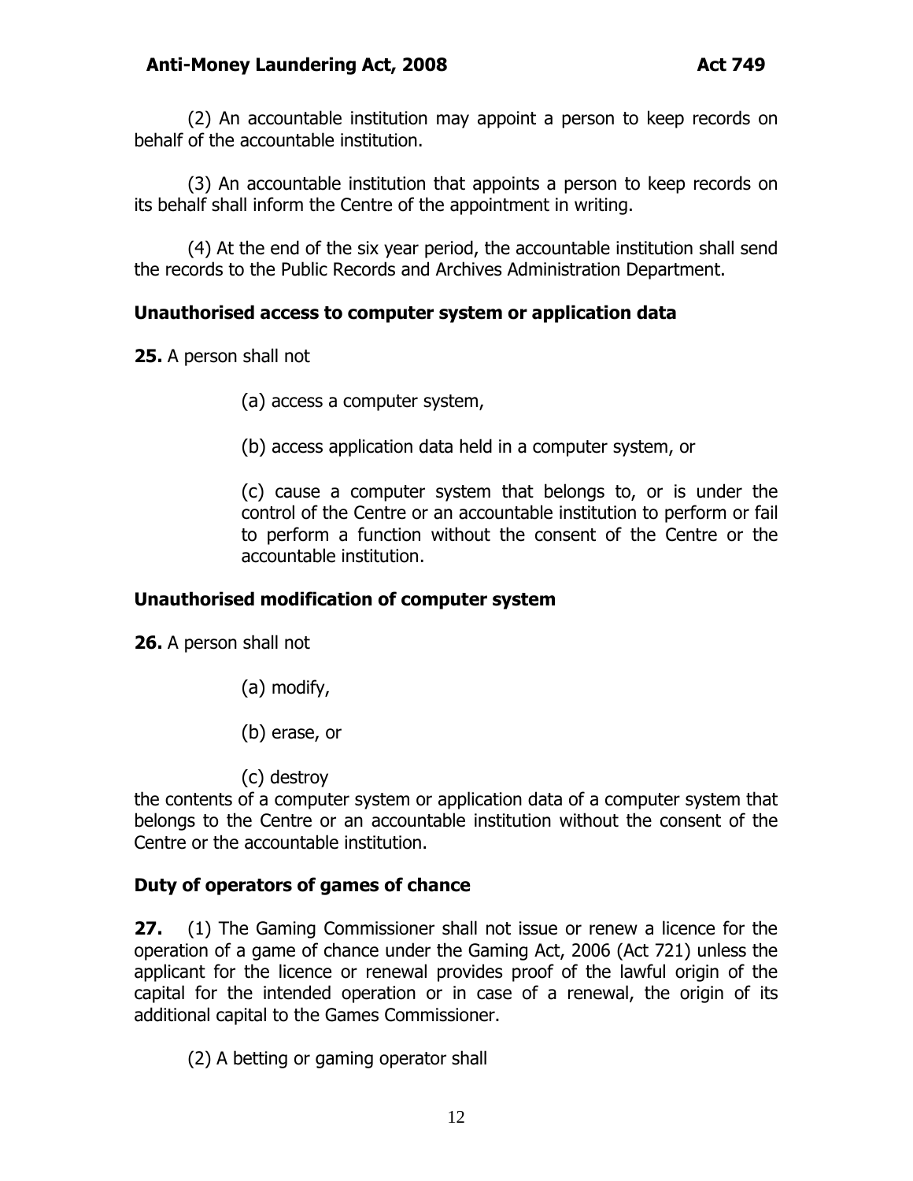(2) An accountable institution may appoint a person to keep records on behalf of the accountable institution.

(3) An accountable institution that appoints a person to keep records on its behalf shall inform the Centre of the appointment in writing.

(4) At the end of the six year period, the accountable institution shall send the records to the Public Records and Archives Administration Department.

### Unauthorised access to computer system or application data

**25.** A person shall not

(a) access a computer system,

(b) access application data held in a computer system, or

(c) cause a computer system that belongs to, or is under the control of the Centre or an accountable institution to perform or fail to perform a function without the consent of the Centre or the accountable institution.

### Unauthorised modification of computer system

**26.** A person shall not

(a) modify,

(b) erase, or

(c) destroy

the contents of a computer system or application data of a computer system that belongs to the Centre or an accountable institution without the consent of the Centre or the accountable institution.

### Duty of operators of games of chance

**27.** (1) The Gaming Commissioner shall not issue or renew a licence for the operation of a game of chance under the Gaming Act, 2006 (Act 721) unless the applicant for the licence or renewal provides proof of the lawful origin of the capital for the intended operation or in case of a renewal, the origin of its additional capital to the Games Commissioner.

(2) A betting or gaming operator shall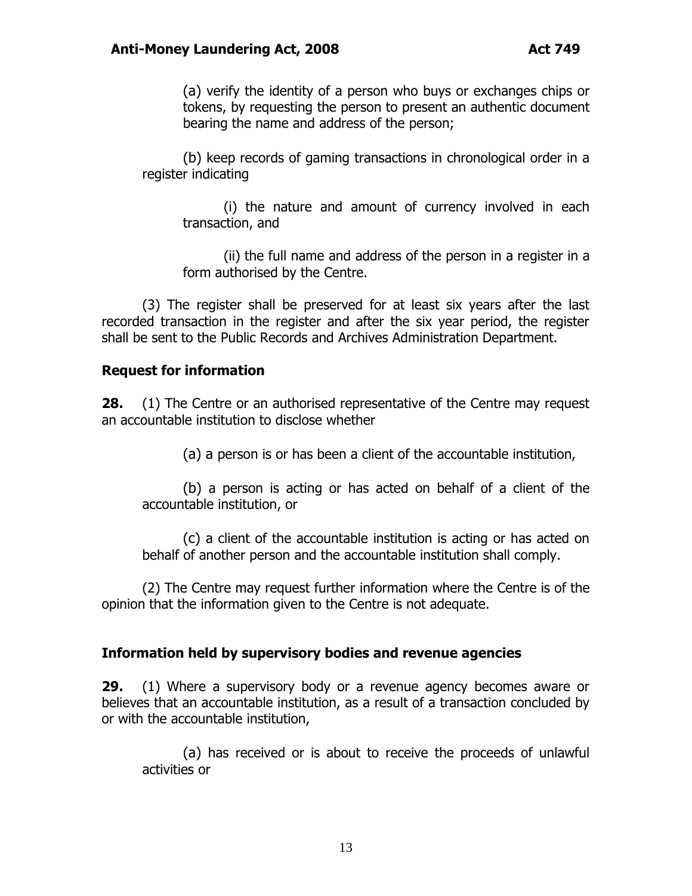(a) verify the identity of a person who buys or exchanges chips or tokens, by requesting the person to present an authentic document bearing the name and address of the person;

(b) keep records of gaming transactions in chronological order in a register indicating

(i) the nature and amount of currency involved in each transaction, and

(ii) the full name and address of the person in a register in a form authorised by the Centre.

(3) The register shall be preserved for at least six years after the last recorded transaction in the register and after the six year period, the register shall be sent to the Public Records and Archives Administration Department.

**Request for information**

**28.** (1) The Centre or an authorised representative of the Centre may request an accountable institution to disclose whether

(a) a person is or has been a client of the accountable institution,

(b) a person is acting or has acted on behalf of a client of the accountable institution, or

(c) a client of the accountable institution is acting or has acted on behalf of another person and the accountable institution shall comply.

(2) The Centre may request further information where the Centre is of the opinion that the information given to the Centre is not adequate.

**Information held by supervisory bodies and revenue agencies**

**29.** (1) Where a supervisory body or a revenue agency becomes aware or believes that an accountable institution, as a result of a transaction concluded by or with the accountable institution,

(a) has received or is about to receive the proceeds of unlawful activities or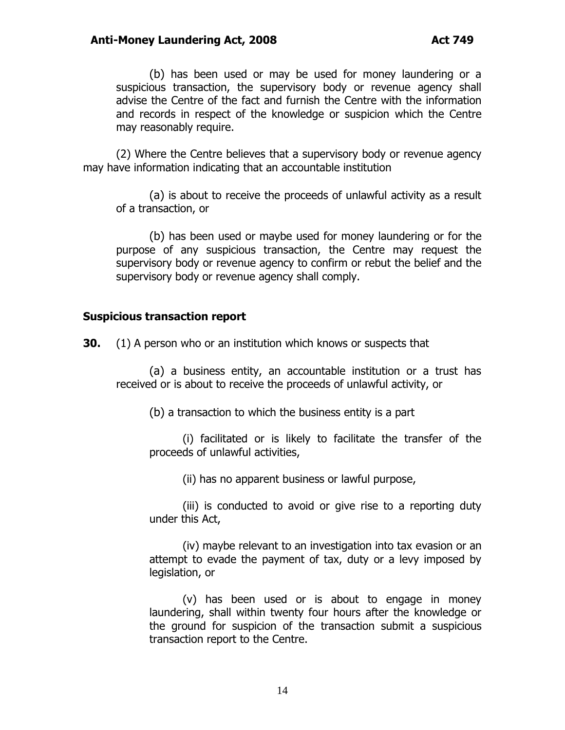(b) has been used or may be used for money laundering or a suspicious transaction, the supervisory body or revenue agency shall advise the Centre of the fact and furnish the Centre with the information and records in respect of the knowledge or suspicion which the Centre may reasonably require.

(2) Where the Centre believes that a supervisory body or revenue agency may have information indicating that an accountable institution

(a) is about to receive the proceeds of unlawful activity as a result of a transaction, or

(b) has been used or maybe used for money laundering or for the purpose of any suspicious transaction, the Centre may request the supervisory body or revenue agency to confirm or rebut the belief and the supervisory body or revenue agency shall comply.

**Suspicious transaction report**

**30.** (1) A person who or an institution which knows or suspects that

(a) a business entity, an accountable institution or a trust has received or is about to receive the proceeds of unlawful activity, or

(b) a transaction to which the business entity is a part

(i) facilitated or is likely to facilitate the transfer of the proceeds of unlawful activities,

(ii) has no apparent business or lawful purpose,

(iii) is conducted to avoid or give rise to a reporting duty under this Act,

(iv) maybe relevant to an investigation into tax evasion or an attempt to evade the payment of tax, duty or a levy imposed by legislation, or

(v) has been used or is about to engage in money laundering, shall within twenty four hours after the knowledge or the ground for suspicion of the transaction submit a suspicious transaction report to the Centre.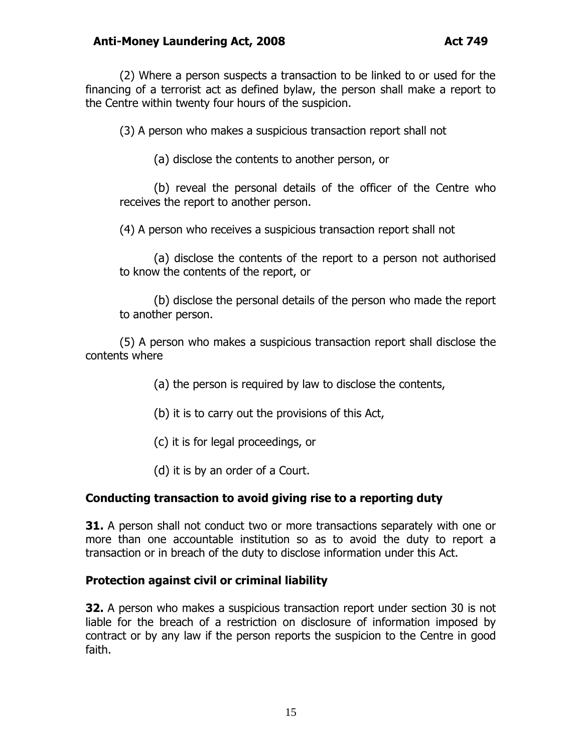(2) Where a person suspects a transaction to be linked to or used for the financing of a terrorist act as defined bylaw, the person shall make a report to the Centre within twenty four hours of the suspicion.

(3) A person who makes a suspicious transaction report shall not

(a) disclose the contents to another person, or

(b) reveal the personal details of the officer of the Centre who receives the report to another person.

(4) A person who receives a suspicious transaction report shall not

(a) disclose the contents of the report to a person not authorised to know the contents of the report, or

(b) disclose the personal details of the person who made the report to another person.

(5) A person who makes a suspicious transaction report shall disclose the contents where

(a) the person is required by law to disclose the contents,

(b) it is to carry out the provisions of this Act,

(c) it is for legal proceedings, or

(d) it is by an order of a Court.

### Conducting transaction to avoid giving rise to a reporting duty

**31.** A person shall not conduct two or more transactions separately with one or more than one accountable institution so as to avoid the duty to report a transaction or in breach of the duty to disclose information under this Act.

### Protection against civil or criminal liability

**32.** A person who makes a suspicious transaction report under section 30 is not liable for the breach of a restriction on disclosure of information imposed by contract or by any law if the person reports the suspicion to the Centre in good faith.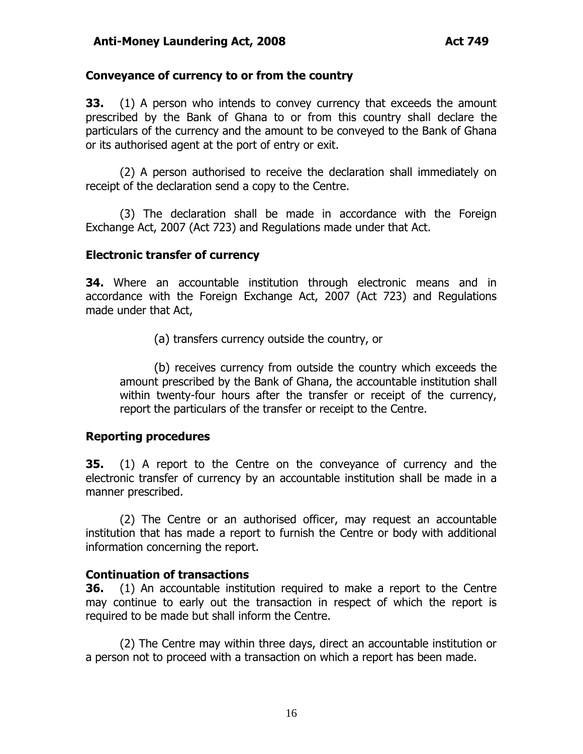### Conveyance of currency to or from the country

**33.** (1) A person who intends to convey currency that exceeds the amount prescribed by the Bank of Ghana to or from this country shall declare the particulars of the currency and the amount to be conveyed to the Bank of Ghana or its authorised agent at the port of entry or exit.

(2) A person authorised to receive the declaration shall immediately on receipt of the declaration send a copy to the Centre.

(3) The declaration shall be made in accordance with the Foreign Exchange Act, 2007 (Act 723) and Regulations made under that Act.

### Electronic transfer of currency

**34.** Where an accountable institution through electronic means and in accordance with the Foreign Exchange Act, 2007 (Act 723) and Regulations made under that Act,

(a) transfers currency outside the country, or

(b) receives currency from outside the country which exceeds the amount prescribed by the Bank of Ghana, the accountable institution shall within twenty-four hours after the transfer or receipt of the currency, report the particulars of the transfer or receipt to the Centre.

### Reporting procedures

**35.** (1) A report to the Centre on the conveyance of currency and the electronic transfer of currency by an accountable institution shall be made in a manner prescribed.

(2) The Centre or an authorised officer, may request an accountable institution that has made a report to furnish the Centre or body with additional information concerning the report.

### Continuation of transactions

**36.** (1) An accountable institution required to make a report to the Centre may continue to early out the transaction in respect of which the report is required to be made but shall inform the Centre.

(2) The Centre may within three days, direct an accountable institution or a person not to proceed with a transaction on which a report has been made.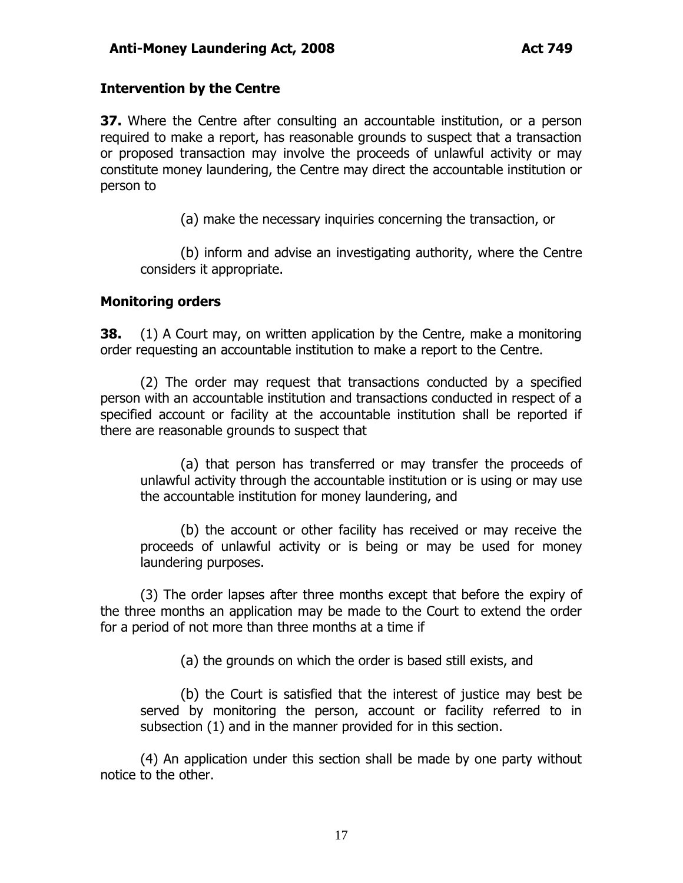### Intervention by the Centre

**37.** Where the Centre after consulting an accountable institution, or a person required to make a report, has reasonable grounds to suspect that a transaction or proposed transaction may involve the proceeds of unlawful activity or may constitute money laundering, the Centre may direct the accountable institution or person to

(a) make the necessary inquiries concerning the transaction, or

(b) inform and advise an investigating authority, where the Centre considers it appropriate.

### Monitoring orders

**38.** (1) A Court may, on written application by the Centre, make a monitoring order requesting an accountable institution to make a report to the Centre.

(2) The order may request that transactions conducted by a specified person with an accountable institution and transactions conducted in respect of a specified account or facility at the accountable institution shall be reported if there are reasonable grounds to suspect that

(a) that person has transferred or may transfer the proceeds of unlawful activity through the accountable institution or is using or may use the accountable institution for money laundering, and

(b) the account or other facility has received or may receive the proceeds of unlawful activity or is being or may be used for money laundering purposes.

(3) The order lapses after three months except that before the expiry of the three months an application may be made to the Court to extend the order for a period of not more than three months at a time if

(a) the grounds on which the order is based still exists, and

(b) the Court is satisfied that the interest of justice may best be served by monitoring the person, account or facility referred to in subsection (1) and in the manner provided for in this section.

(4) An application under this section shall be made by one party without notice to the other.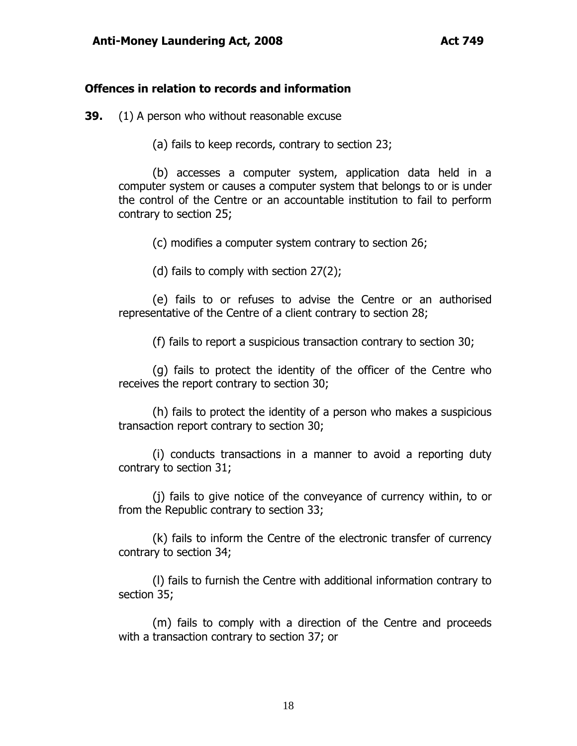### Offences in relation to records and information

**39.** (1) A person who without reasonable excuse

(a) fails to keep records, contrary to section 23;

(b) accesses a computer system, application data held in a computer system or causes a computer system that belongs to or is under the control of the Centre or an accountable institution to fail to perform contrary to section 25;

(c) modifies a computer system contrary to section 26;

(d) fails to comply with section 27(2);

(e) fails to or refuses to advise the Centre or an authorised representative of the Centre of a client contrary to section 28;

(f) fails to report a suspicious transaction contrary to section 30;

(g) fails to protect the identity of the officer of the Centre who receives the report contrary to section 30;

(h) fails to protect the identity of a person who makes a suspicious transaction report contrary to section 30;

(i) conducts transactions in a manner to avoid a reporting duty contrary to section 31;

(j) fails to give notice of the conveyance of currency within, to or from the Republic contrary to section 33;

(k) fails to inform the Centre of the electronic transfer of currency contrary to section 34;

(l) fails to furnish the Centre with additional information contrary to section 35;

(m) fails to comply with a direction of the Centre and proceeds with a transaction contrary to section 37; or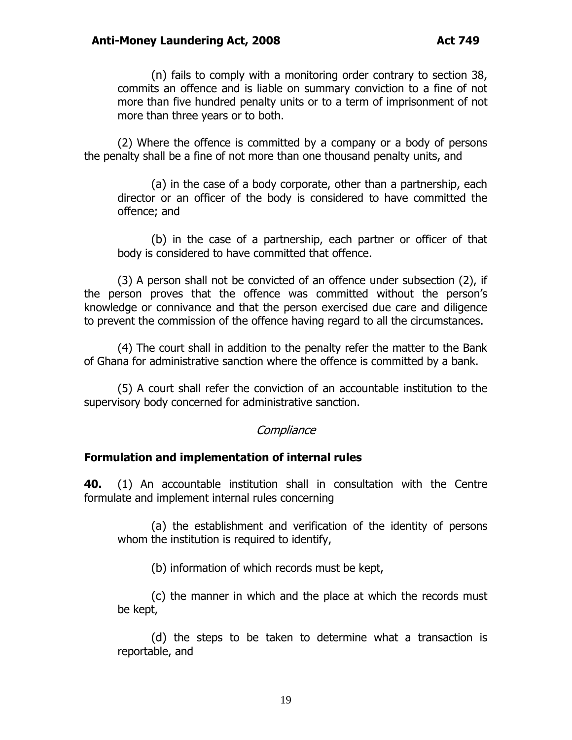(n) fails to comply with a monitoring order contrary to section 38, commits an offence and is liable on summary conviction to a fine of not more than five hundred penalty units or to a term of imprisonment of not more than three years or to both.

(2) Where the offence is committed by a company or a body of persons the penalty shall be a fine of not more than one thousand penalty units, and

(a) in the case of a body corporate, other than a partnership, each director or an officer of the body is considered to have committed the offence; and

(b) in the case of a partnership, each partner or officer of that body is considered to have committed that offence.

(3) A person shall not be convicted of an offence under subsection (2), if the person proves that the offence was committed without the person's knowledge or connivance and that the person exercised due care and diligence to prevent the commission of the offence having regard to all the circumstances.

(4) The court shall in addition to the penalty refer the matter to the Bank of Ghana for administrative sanction where the offence is committed by a bank.

(5) A court shall refer the conviction of an accountable institution to the supervisory body concerned for administrative sanction.

*Compliance*

### Formulation and implementation of internal rules

**40.** (1) An accountable institution shall in consultation with the Centre formulate and implement internal rules concerning

(a) the establishment and verification of the identity of persons whom the institution is required to identify,

(b) information of which records must be kept,

(c) the manner in which and the place at which the records must be kept,

(d) the steps to be taken to determine what a transaction is reportable, and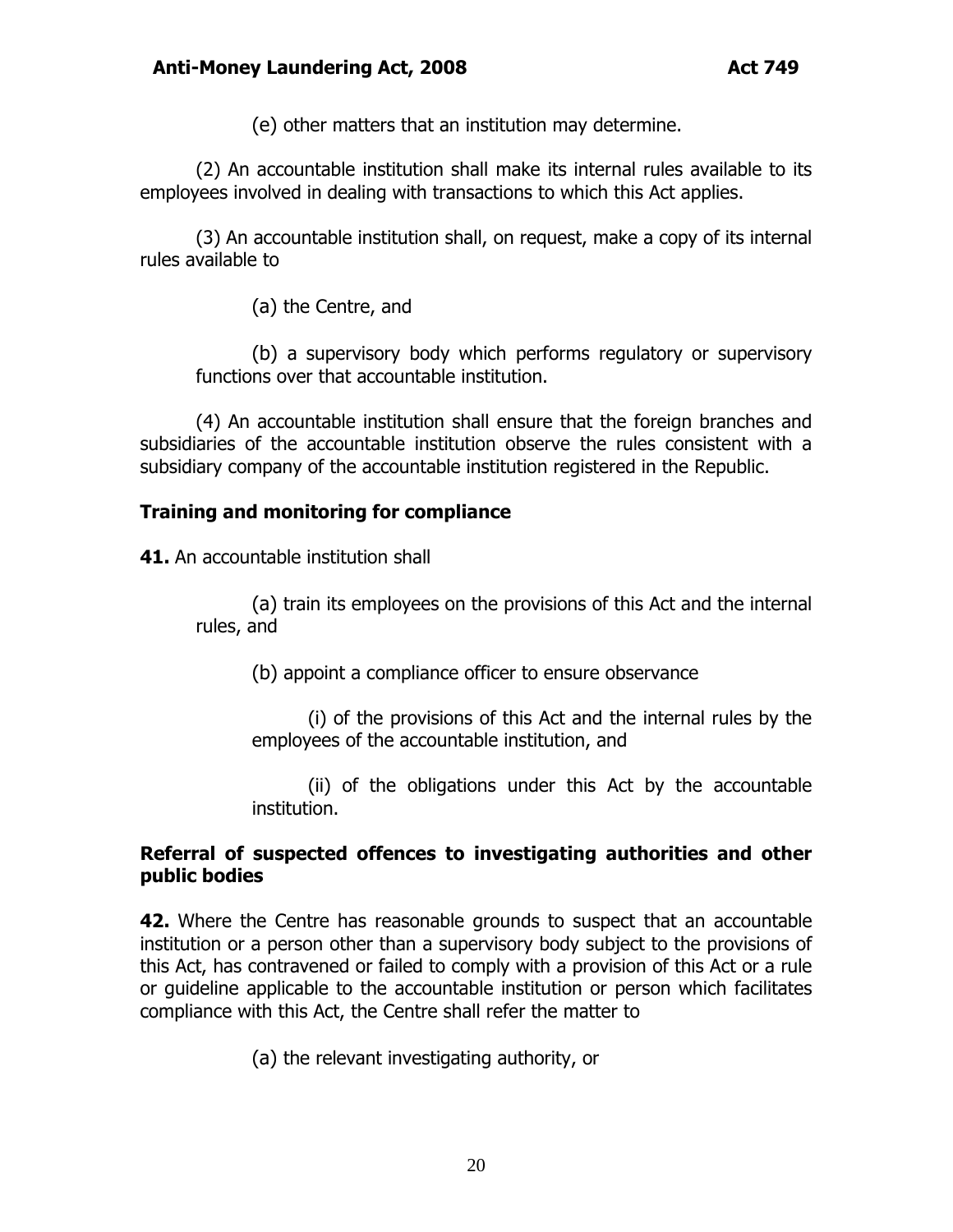(e) other matters that an institution may determine.

(2) An accountable institution shall make its internal rules available to its employees involved in dealing with transactions to which this Act applies.

(3) An accountable institution shall, on request, make a copy of its internal rules available to

(a) the Centre, and

(b) a supervisory body which performs regulatory or supervisory functions over that accountable institution.

(4) An accountable institution shall ensure that the foreign branches and subsidiaries of the accountable institution observe the rules consistent with a subsidiary company of the accountable institution registered in the Republic.

**Training and monitoring for compliance**

**41.** An accountable institution shall

(a) train its employees on the provisions of this Act and the internal rules, and

(b) appoint a compliance officer to ensure observance

(i) of the provisions of this Act and the internal rules by the employees of the accountable institution, and

(ii) of the obligations under this Act by the accountable institution.

**Referral of suspected offences to investigating authorities and other public bodies**

**42.** Where the Centre has reasonable grounds to suspect that an accountable institution or a person other than a supervisory body subject to the provisions of this Act, has contravened or failed to comply with a provision of this Act or a rule or guideline applicable to the accountable institution or person which facilitates compliance with this Act, the Centre shall refer the matter to

(a) the relevant investigating authority, or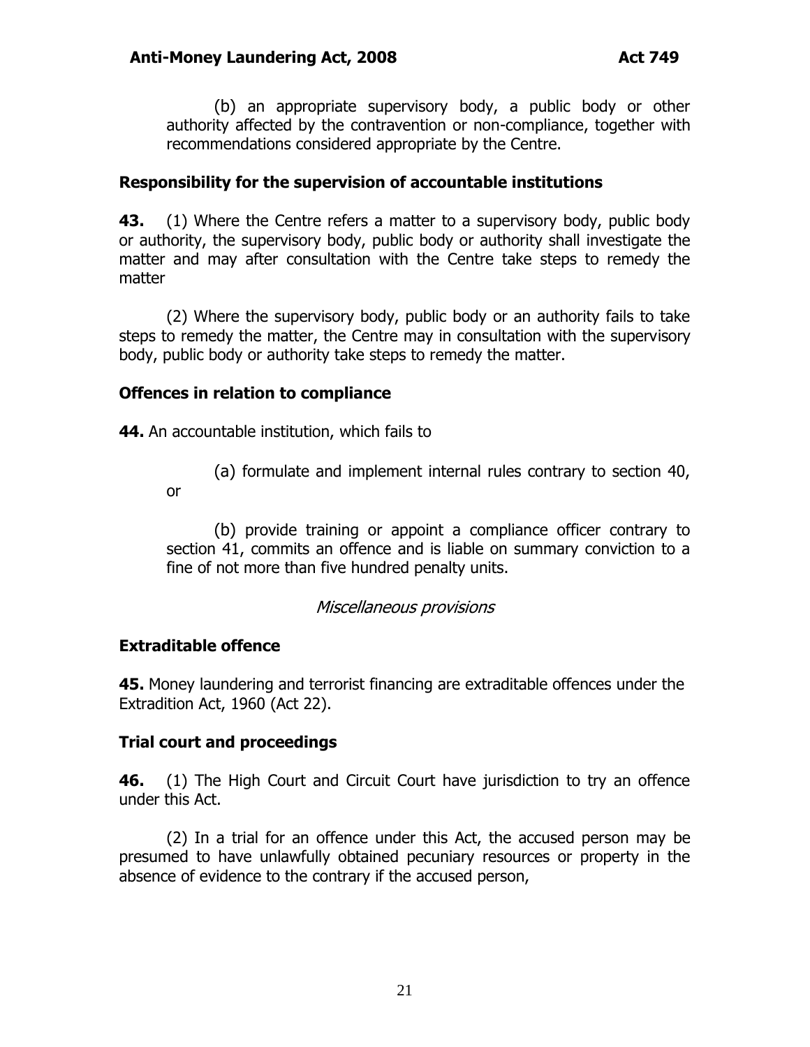(b) an appropriate supervisory body, a public body or other authority affected by the contravention or non-compliance, together with recommendations considered appropriate by the Centre.

**Responsibility for the supervision of accountable institutions**

**43.** (1) Where the Centre refers a matter to a supervisory body, public body or authority, the supervisory body, public body or authority shall investigate the matter and may after consultation with the Centre take steps to remedy the matter

(2) Where the supervisory body, public body or an authority fails to take steps to remedy the matter, the Centre may in consultation with the supervisory body, public body or authority take steps to remedy the matter.

**Offences in relation to compliance**

**44.** An accountable institution, which fails to

(a) formulate and implement internal rules contrary to section 40, or

(b) provide training or appoint a compliance officer contrary to section 41, commits an offence and is liable on summary conviction to a fine of not more than five hundred penalty units.

*Miscellaneous provisions*

**Extraditable offence**

**45.** Money laundering and terrorist financing are extraditable offences under the Extradition Act, 1960 (Act 22).

**Trial court and proceedings**

**46.** (1) The High Court and Circuit Court have jurisdiction to try an offence under this Act.

(2) In a trial for an offence under this Act, the accused person may be presumed to have unlawfully obtained pecuniary resources or property in the absence of evidence to the contrary if the accused person,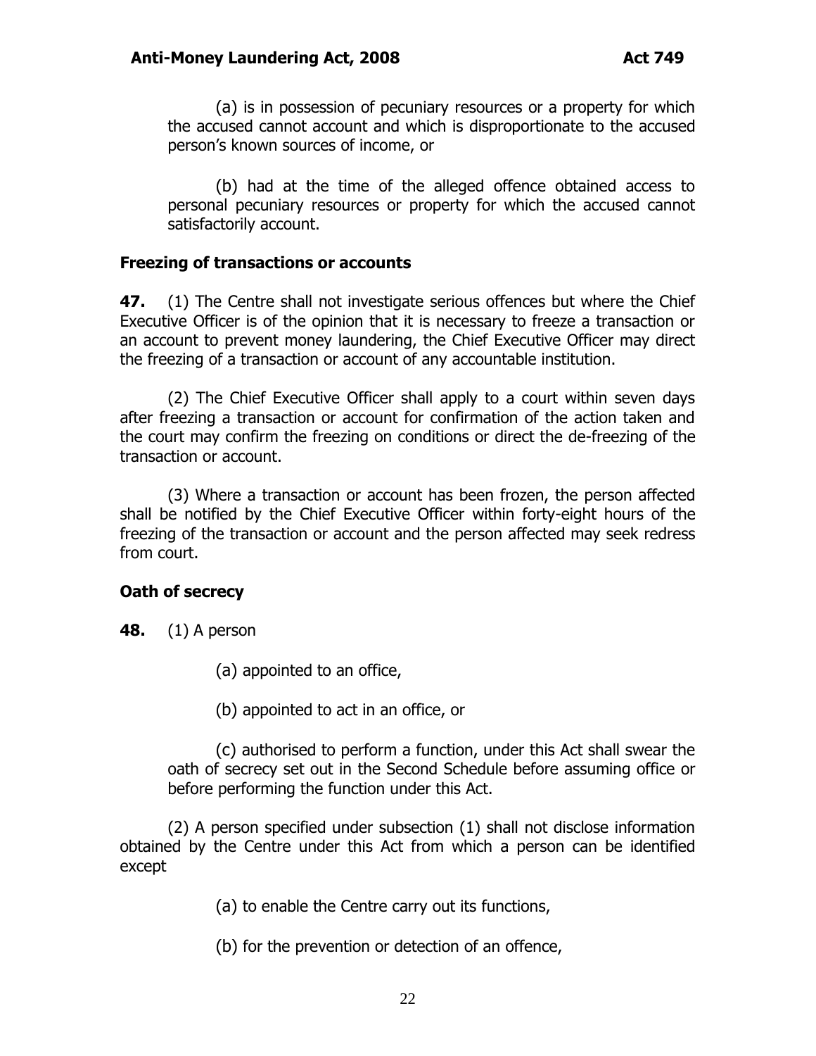(a) is in possession of pecuniary resources or a property for which the accused cannot account and which is disproportionate to the accused person's known sources of income, or

(b) had at the time of the alleged offence obtained access to personal pecuniary resources or property for which the accused cannot satisfactorily account.

### Freezing of transactions or accounts

**47.** (1) The Centre shall not investigate serious offences but where the Chief Executive Officer is of the opinion that it is necessary to freeze a transaction or an account to prevent money laundering, the Chief Executive Officer may direct the freezing of a transaction or account of any accountable institution.

(2) The Chief Executive Officer shall apply to a court within seven days after freezing a transaction or account for confirmation of the action taken and the court may confirm the freezing on conditions or direct the de-freezing of the transaction or account.

(3) Where a transaction or account has been frozen, the person affected shall be notified by the Chief Executive Officer within forty-eight hours of the freezing of the transaction or account and the person affected may seek redress from court.

### Oath of secrecy

**48.** (1) A person

(a) appointed to an office,

(b) appointed to act in an office, or

(c) authorised to perform a function, under this Act shall swear the oath of secrecy set out in the Second Schedule before assuming office or before performing the function under this Act.

(2) A person specified under subsection (1) shall not disclose information obtained by the Centre under this Act from which a person can be identified except

(a) to enable the Centre carry out its functions,

(b) for the prevention or detection of an offence,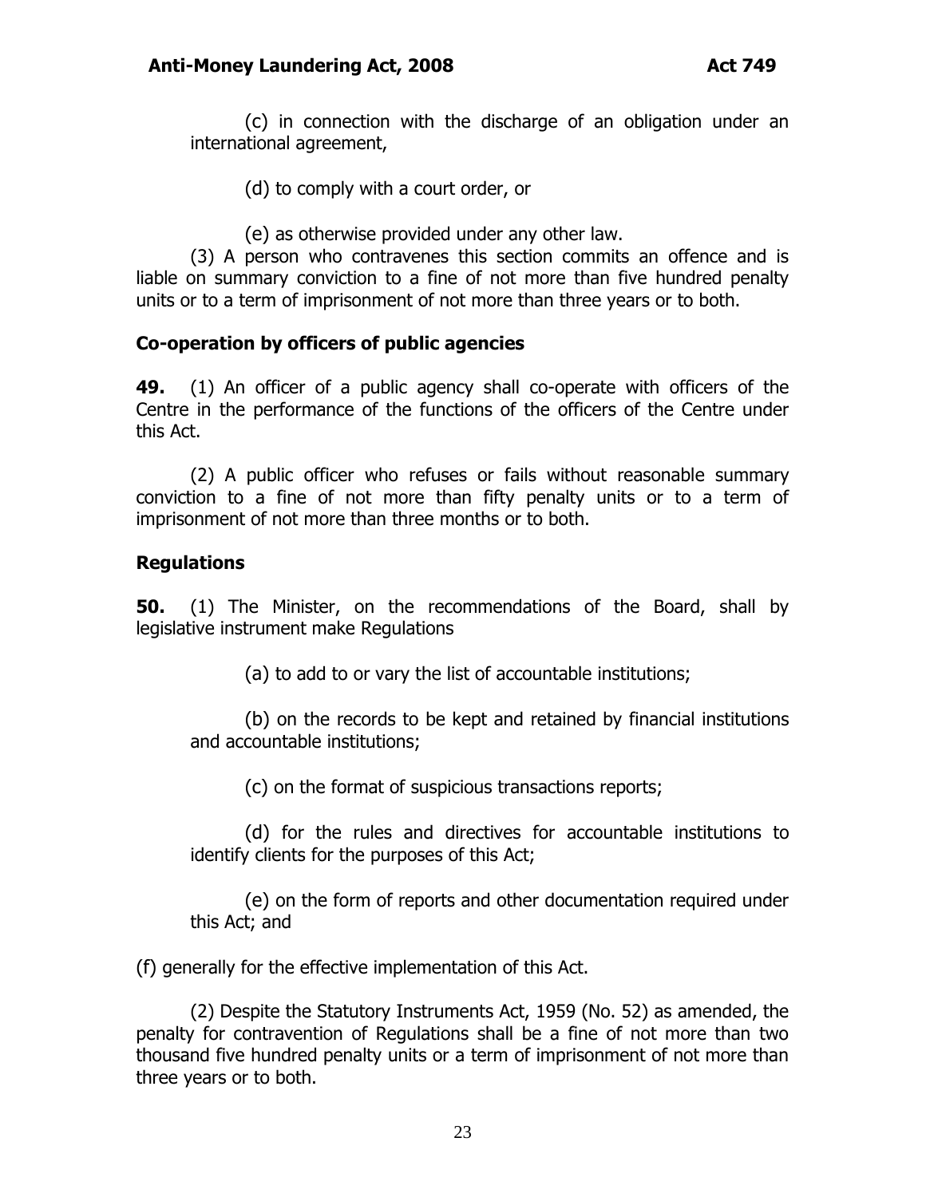(c) in connection with the discharge of an obligation under an international agreement,

(d) to comply with a court order, or

(e) as otherwise provided under any other law.

(3) A person who contravenes this section commits an offence and is liable on summary conviction to a fine of not more than five hundred penalty units or to a term of imprisonment of not more than three years or to both.

**Co-operation by officers of public agencies**

**49.** (1) An officer of a public agency shall co-operate with officers of the Centre in the performance of the functions of the officers of the Centre under this Act.

(2) A public officer who refuses or fails without reasonable summary conviction to a fine of not more than fifty penalty units or to a term of imprisonment of not more than three months or to both.

**Regulations**

**50.** (1) The Minister, on the recommendations of the Board, shall by legislative instrument make Regulations

(a) to add to or vary the list of accountable institutions;

(b) on the records to be kept and retained by financial institutions and accountable institutions;

(c) on the format of suspicious transactions reports;

(d) for the rules and directives for accountable institutions to identify clients for the purposes of this Act;

(e) on the form of reports and other documentation required under this Act; and

(f) generally for the effective implementation of this Act.

(2) Despite the Statutory Instruments Act, 1959 (No. 52) as amended, the penalty for contravention of Regulations shall be a fine of not more than two thousand five hundred penalty units or a term of imprisonment of not more than three years or to both.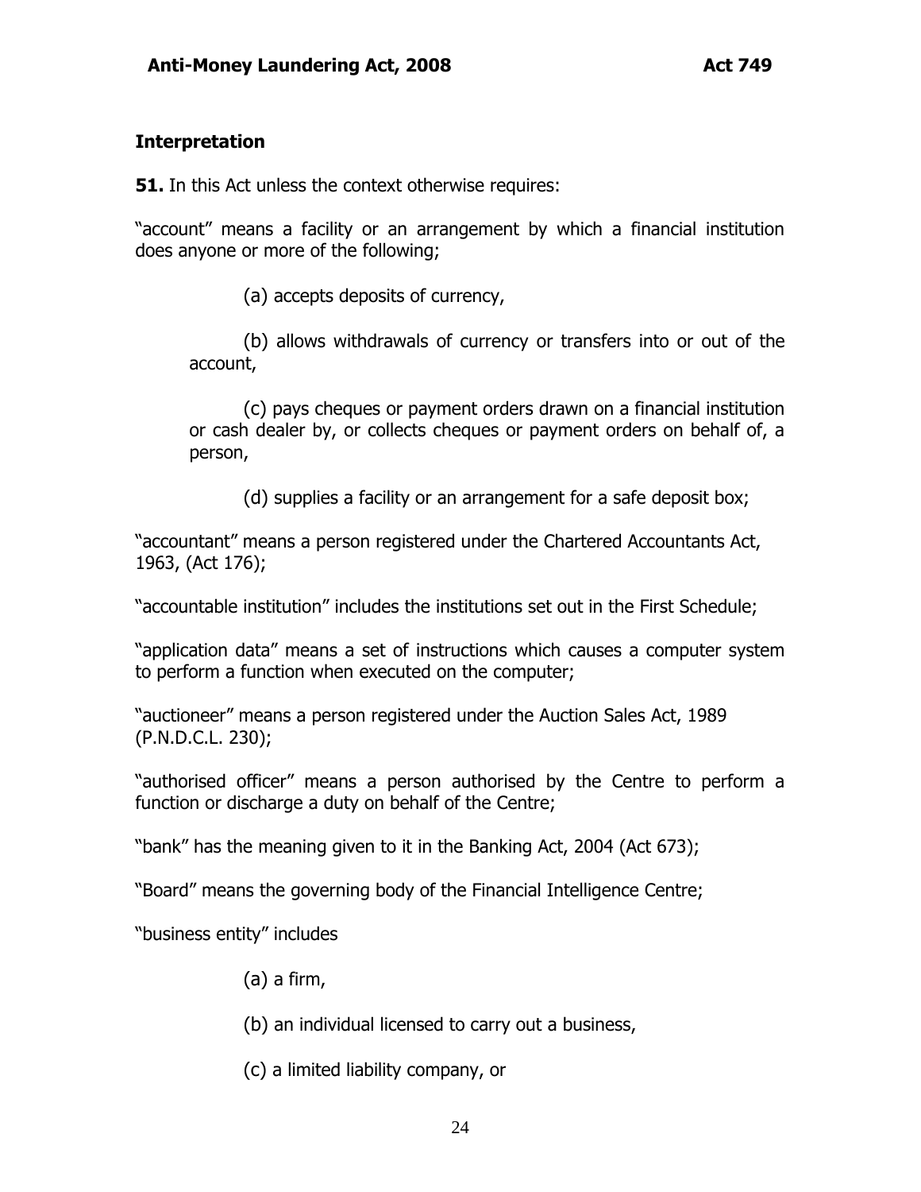## Interpretation

**51.** In this Act unless the context otherwise requires:

"account" means a facility or an arrangement by which a financial institution does anyone or more of the following;

(a) accepts deposits of currency,

(b) allows withdrawals of currency or transfers into or out of the account,

(c) pays cheques or payment orders drawn on a financial institution or cash dealer by, or collects cheques or payment orders on behalf of, a person,

(d) supplies a facility or an arrangement for a safe deposit box;

"accountant" means a person registered under the Chartered Accountants Act, 1963, (Act 176);

"accountable institution" includes the institutions set out in the First Schedule;

"application data" means a set of instructions which causes a computer system to perform a function when executed on the computer;

"auctioneer" means a person registered under the Auction Sales Act, 1989 (P.N.D.C.L. 230);

"authorised officer" means a person authorised by the Centre to perform a function or discharge a duty on behalf of the Centre;

"bank" has the meaning given to it in the Banking Act, 2004 (Act 673);

"Board" means the governing body of the Financial Intelligence Centre;

"business entity" includes

(a) a firm,

(b) an individual licensed to carry out a business,

(c) a limited liability company, or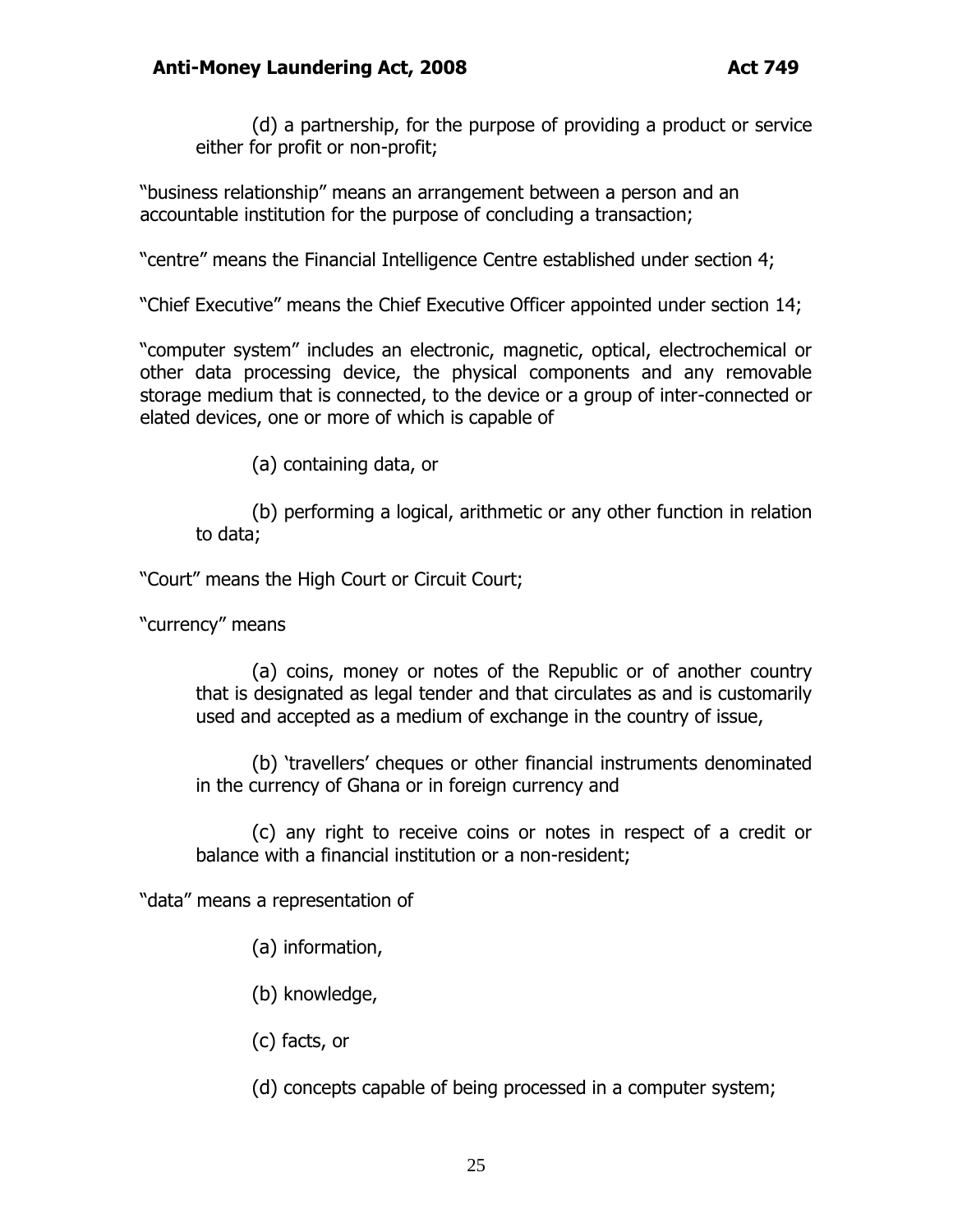(d) a partnership, for the purpose of providing a product or service either for profit or non-profit;

"business relationship" means an arrangement between a person and an accountable institution for the purpose of concluding a transaction;

"centre" means the Financial Intelligence Centre established under section 4;

"Chief Executive" means the Chief Executive Officer appointed under section 14;

"computer system" includes an electronic, magnetic, optical, electrochemical or other data processing device, the physical components and any removable storage medium that is connected, to the device or a group of inter-connected or elated devices, one or more of which is capable of

(a) containing data, or

(b) performing a logical, arithmetic or any other function in relation to data;

"Court" means the High Court or Circuit Court;

"currency" means

(a) coins, money or notes of the Republic or of another country that is designated as legal tender and that circulates as and is customarily used and accepted as a medium of exchange in the country of issue,

(b) 'travellers' cheques or other financial instruments denominated in the currency of Ghana or in foreign currency and

(c) any right to receive coins or notes in respect of a credit or balance with a financial institution or a non-resident;

"data" means a representation of

(a) information,

(b) knowledge,

(c) facts, or

(d) concepts capable of being processed in a computer system;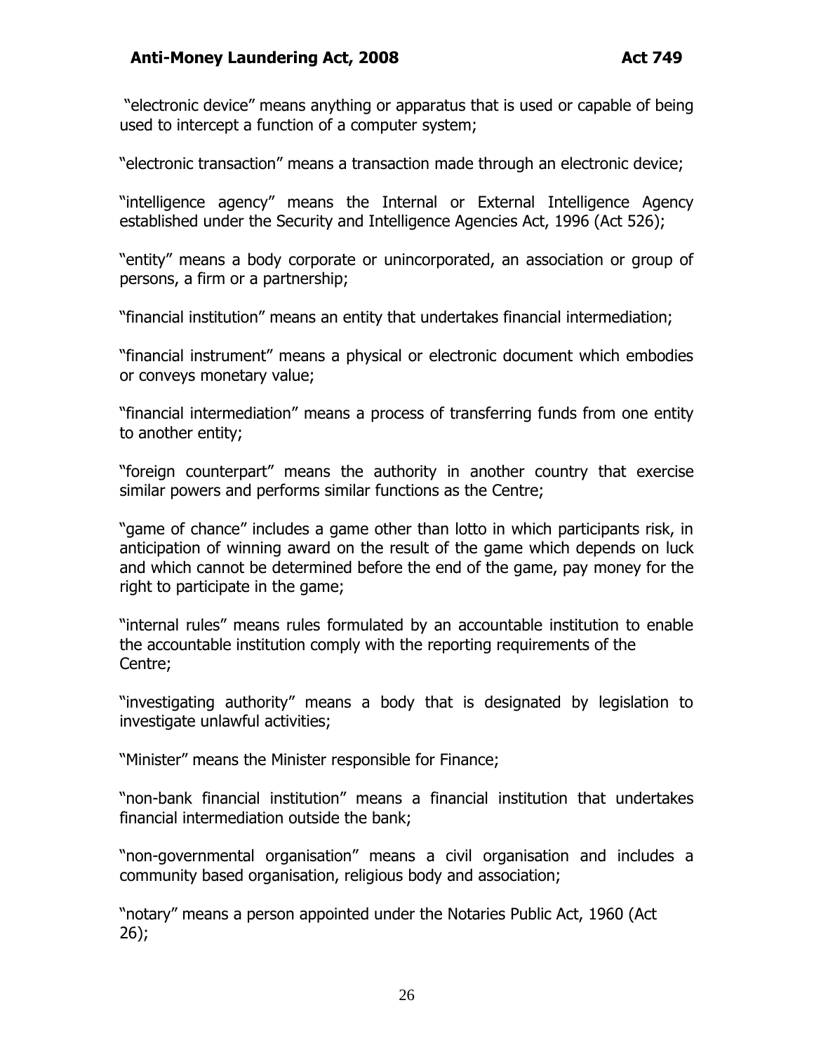"electronic device" means anything or apparatus that is used or capable of being used to intercept a function of a computer system;

"electronic transaction" means a transaction made through an electronic device;

"intelligence agency" means the Internal or External Intelligence Agency established under the Security and Intelligence Agencies Act, 1996 (Act 526);

"entity" means a body corporate or unincorporated, an association or group of persons, a firm or a partnership;

"financial institution" means an entity that undertakes financial intermediation;

"financial instrument" means a physical or electronic document which embodies or conveys monetary value;

"financial intermediation" means a process of transferring funds from one entity to another entity;

"foreign counterpart" means the authority in another country that exercise similar powers and performs similar functions as the Centre;

"game of chance" includes a game other than lotto in which participants risk, in anticipation of winning award on the result of the game which depends on luck and which cannot be determined before the end of the game, pay money for the right to participate in the game;

"internal rules" means rules formulated by an accountable institution to enable the accountable institution comply with the reporting requirements of the Centre;

"investigating authority" means a body that is designated by legislation to investigate unlawful activities;

"Minister" means the Minister responsible for Finance;

"non-bank financial institution" means a financial institution that undertakes financial intermediation outside the bank;

"non-governmental organisation" means a civil organisation and includes a community based organisation, religious body and association;

"notary" means a person appointed under the Notaries Public Act, 1960 (Act 26);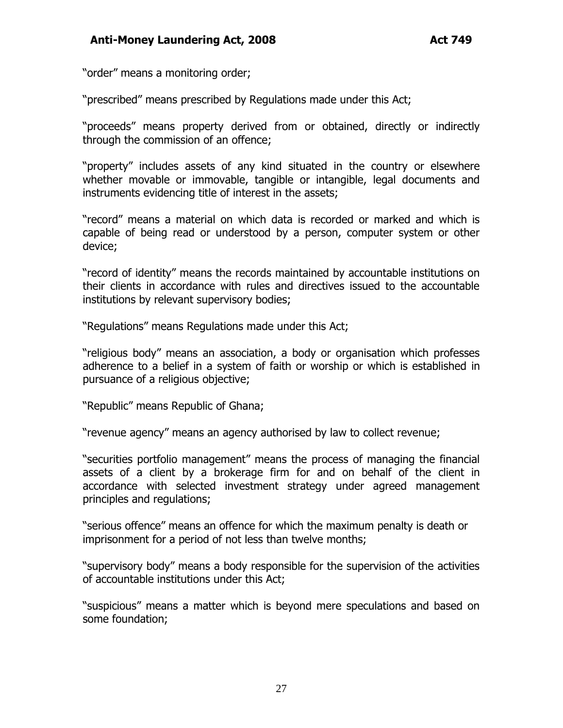"order" means a monitoring order;

"prescribed" means prescribed by Regulations made under this Act;

"proceeds" means property derived from or obtained, directly or indirectly through the commission of an offence;

"property" includes assets of any kind situated in the country or elsewhere whether movable or immovable, tangible or intangible, legal documents and instruments evidencing title of interest in the assets;

"record" means a material on which data is recorded or marked and which is capable of being read or understood by a person, computer system or other device;

"record of identity" means the records maintained by accountable institutions on their clients in accordance with rules and directives issued to the accountable institutions by relevant supervisory bodies;

"Regulations" means Regulations made under this Act;

"religious body" means an association, a body or organisation which professes adherence to a belief in a system of faith or worship or which is established in pursuance of a religious objective;

"Republic" means Republic of Ghana;

"revenue agency" means an agency authorised by law to collect revenue;

"securities portfolio management" means the process of managing the financial assets of a client by a brokerage firm for and on behalf of the client in accordance with selected investment strategy under agreed management principles and regulations;

"serious offence" means an offence for which the maximum penalty is death or imprisonment for a period of not less than twelve months;

"supervisory body" means a body responsible for the supervision of the activities of accountable institutions under this Act;

"suspicious" means a matter which is beyond mere speculations and based on some foundation;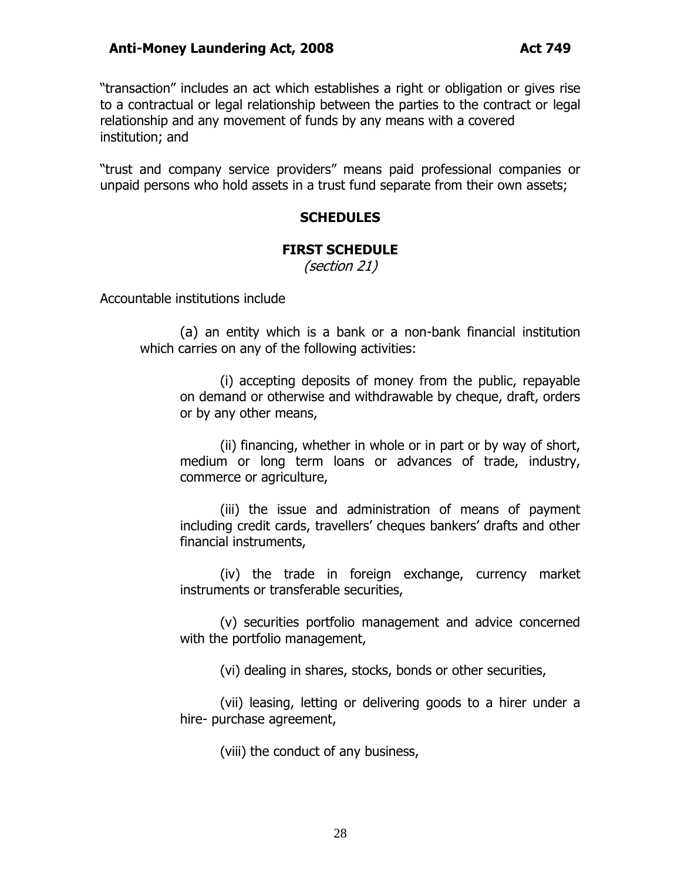"transaction" includes an act which establishes a right or obligation or gives rise to a contractual or legal relationship between the parties to the contract or legal relationship and any movement of funds by any means with a covered institution; and

"trust and company service providers" means paid professional companies or unpaid persons who hold assets in a trust fund separate from their own assets;

## SCHEDULES

### FIRST SCHEDULE

*(section 21)*

Accountable institutions include

(a) an entity which is a bank or a non-bank financial institution which carries on any of the following activities:

(i) accepting deposits of money from the public, repayable on demand or otherwise and withdrawable by cheque, draft, orders or by any other means,

(ii) financing, whether in whole or in part or by way of short, medium or long term loans or advances of trade, industry, commerce or agriculture,

(iii) the issue and administration of means of payment including credit cards, travellers' cheques bankers' drafts and other financial instruments,

(iv) the trade in foreign exchange, currency market instruments or transferable securities,

(v) securities portfolio management and advice concerned with the portfolio management,

(vi) dealing in shares, stocks, bonds or other securities,

(vii) leasing, letting or delivering goods to a hirer under a hire- purchase agreement,

(viii) the conduct of any business,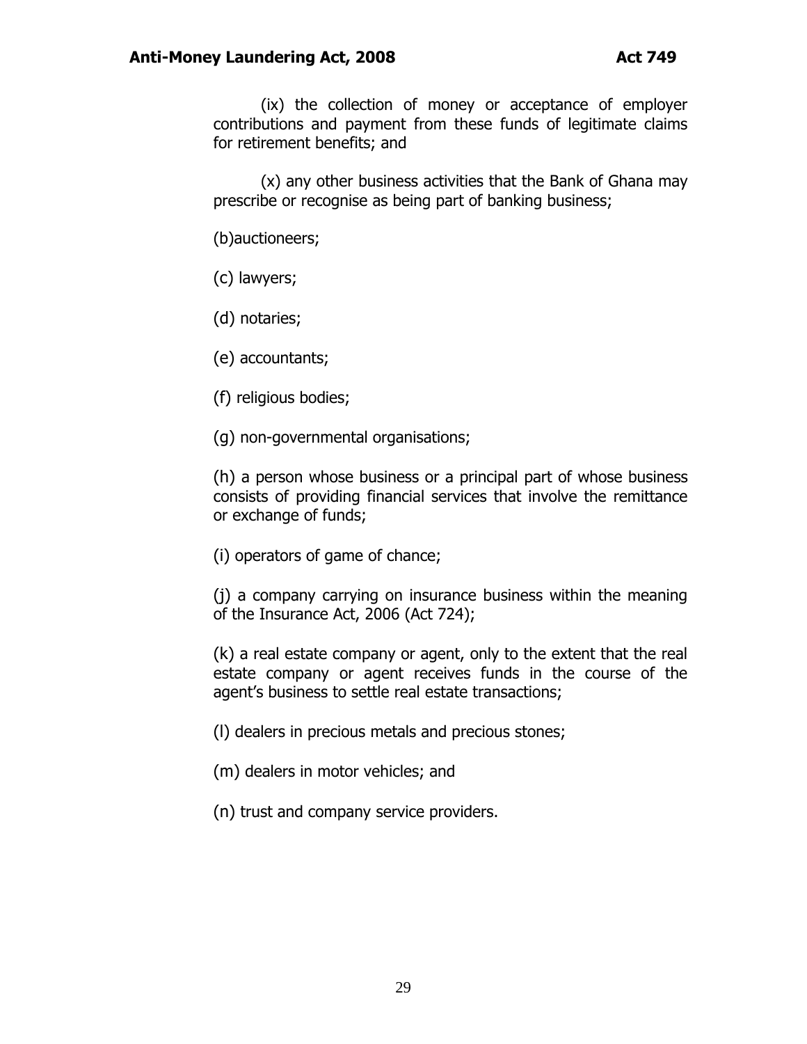(ix) the collection of money or acceptance of employer contributions and payment from these funds of legitimate claims for retirement benefits; and

(x) any other business activities that the Bank of Ghana may prescribe or recognise as being part of banking business;

(b)auctioneers;

(c) lawyers;

(d) notaries;

(e) accountants;

(f) religious bodies;

(g) non-governmental organisations;

(h) a person whose business or a principal part of whose business consists of providing financial services that involve the remittance or exchange of funds;

(i) operators of game of chance;

(j) a company carrying on insurance business within the meaning of the Insurance Act, 2006 (Act 724);

(k) a real estate company or agent, only to the extent that the real estate company or agent receives funds in the course of the agent's business to settle real estate transactions;

(l) dealers in precious metals and precious stones;

(m) dealers in motor vehicles; and

(n) trust and company service providers.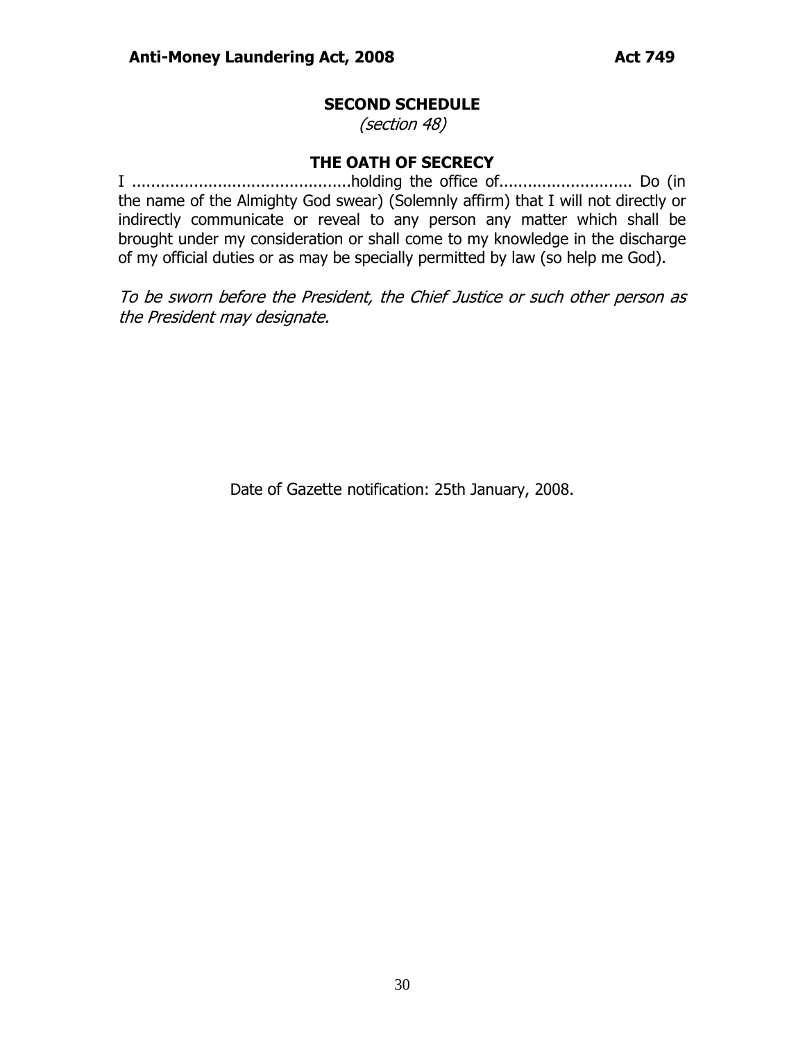## SECOND SCHEDULE

*(section 48)*

### THE OATH OF SECRECY

I ..............................................holding the office of............................ Do (in the name of the Almighty God swear) (Solemnly affirm) that I will not directly or indirectly communicate or reveal to any person any matter which shall be brought under my consideration or shall come to my knowledge in the discharge of my official duties or as may be specially permitted by law (so help me God).

*To be sworn before the President, the Chief Justice or such other person as the President may designate.*

Date of Gazette notification: 25th January, 2008.